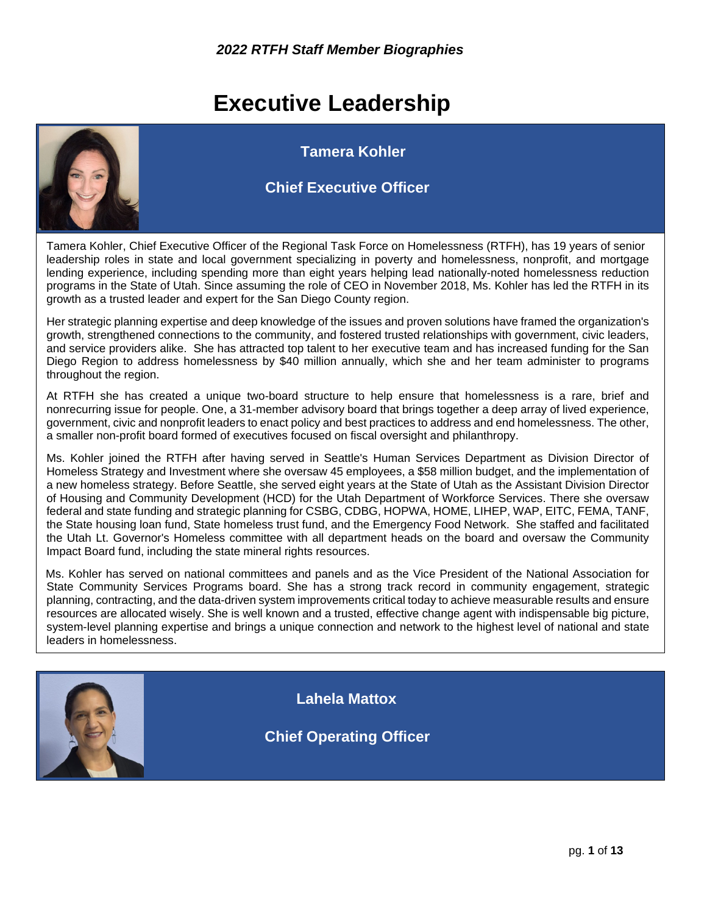*2022 RTFH Staff Member Biographies*

# Executive Leadership

## Tamera Kohler

### Chief Executive Officer

Tamera Kohler, Chief Executive Officer of the Regional Task Force on Homelessness (RTFH), has 19 years of senior leadership roles in state and local government specializing in poverty and homelessness, nonprofit, and mortgage lending experience, including spending more than eight years helping lead nationally-noted homelessness reduction programs in the State of Utah. Since assuming the role of CEO in November 2018, Ms. Kohler has led the RTFH in its growth as a trusted leader and expert for the San Diego County region.

Her strategic planning expertise and deep knowledge of the issues and proven solutions have framed the organization's growth, strengthened connections to the community, and fostered trusted relationships with government, civic leaders, and service providers alike. She has attracted top talent to her executive team and has increased funding for the San Diego Region to address homelessness by $40 million annually, which she and her team administer to programs throughout the region.

At RTFH she has created a unique two-board structure to help ensure that homelessness is a rare, brief and nonrecurring issue for people. One, a 31-member advisory board that brings together a deep array of lived experience, government, civic and nonprofit leaders to enact policy and best practices to address and end homelessness. The other, a smaller non-profit board formed of executives focused on fiscal oversight and philanthropy.

Ms. Kohler joined the RTFH after having served in Seattle's Human Services Department as Division Director of Homeless Strategy and Investment where she oversaw 45 employees, a $58 million budget, and the implementation of a new homeless strategy. Before Seattle, she served eight years at the State of Utah as the Assistant Division Director of Housing and Community Development (HCD) for the Utah Department of Workforce Services. There she oversaw federal and state funding and strategic planning for CSBG, CDBG, HOPWA, HOME, LIHEP, WAP, EITC, FEMA, TANF, the State housing loan fund, State homeless trust fund, and the Emergency Food Network. She staffed and facilitated the Utah Lt. Governor's Homeless committee with all department heads on the board and oversaw the Community Impact Board fund, including the state mineral rights resources.

Ms. Kohler has served on national committees and panels and as the Vice President of the National Association for State Community Services Programs board. She has a strong track record in community engagement, strategic planning, contracting, and the data-driven system improvements critical today to achieve measurable results and ensure resources are allocated wisely. She is well known and a trusted, effective change agent with indispensable big picture, system-level planning expertise and brings a unique connection and network to the highest level of national and state leaders in homelessness.

## Lahela Mattox

### Chief Operating Officer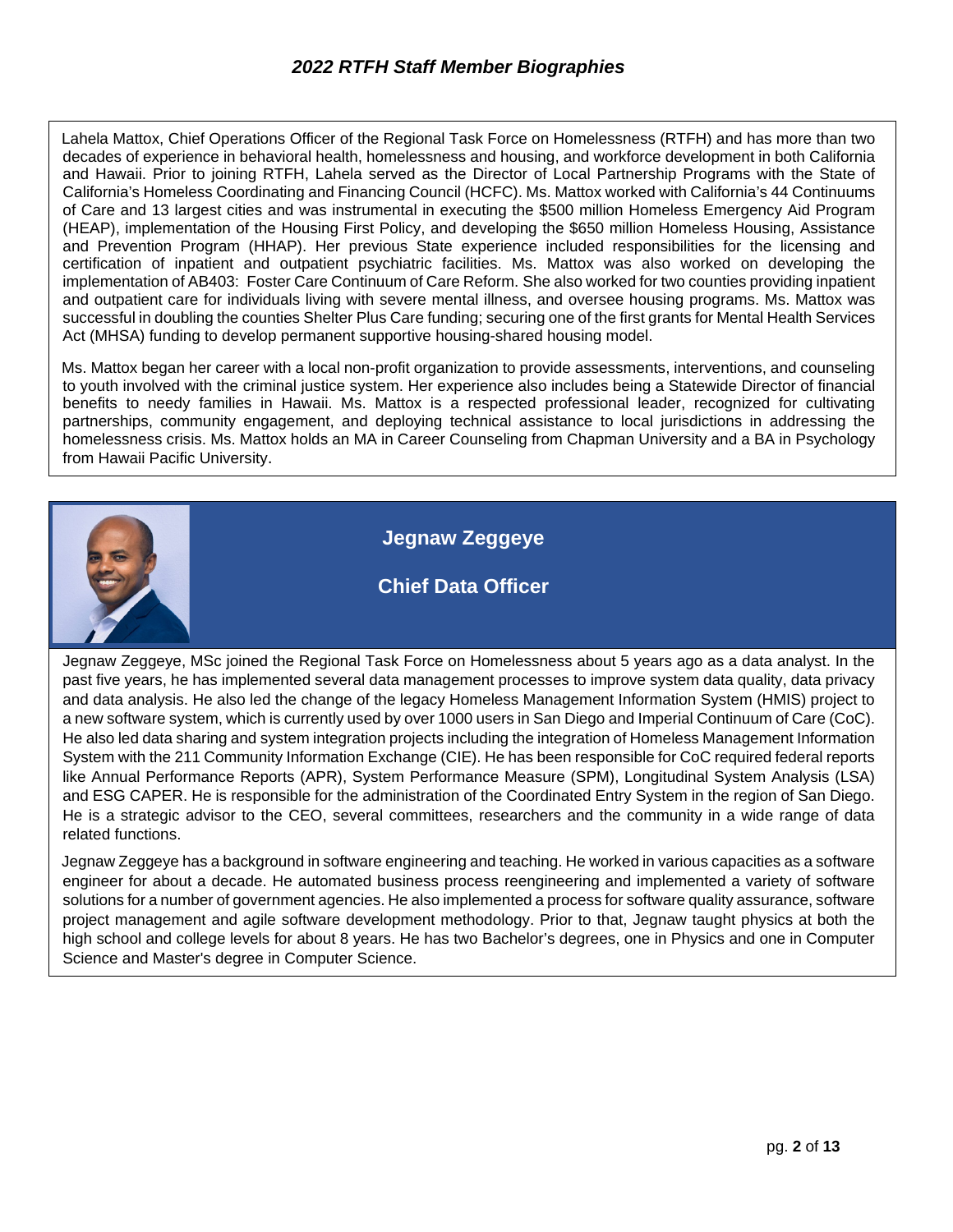*2022 RTFH Staff Member Biographies*

Lahela Mattox, Chief Operations Officer of the Regional Task Force on Homelessness (RTFH) and has more than two decades of experience in behavioral health, homelessness and housing, and workforce development in both California and Hawaii. Prior to joining RTFH, Lahela served as the Director of Local Partnership Programs with the State of California's Homeless Coordinating and Financing Council (HCFC). Ms. Mattox worked with California's 44 Continuums of Care and 13 largest cities and was instrumental in executing the $500 million Homeless Emergency Aid Program (HEAP), implementation of the Housing First Policy, and developing the $650 million Homeless Housing, Assistance and Prevention Program (HHAP). Her previous State experience included responsibilities for the licensing and certification of inpatient and outpatient psychiatric facilities. Ms. Mattox was also worked on developing the implementation of AB403: Foster Care Continuum of Care Reform. She also worked for two counties providing inpatient and outpatient care for individuals living with severe mental illness, and oversee housing programs. Ms. Mattox was successful in doubling the counties Shelter Plus Care funding; securing one of the first grants for Mental Health Services Act (MHSA) funding to develop permanent supportive housing-shared housing model.

Ms. Mattox began her career with a local non-profit organization to provide assessments, interventions, and counseling to youth involved with the criminal justice system. Her experience also includes being a Statewide Director of financial benefits to needy families in Hawaii. Ms. Mattox is a respected professional leader, recognized for cultivating partnerships, community engagement, and deploying technical assistance to local jurisdictions in addressing the homelessness crisis. Ms. Mattox holds an MA in Career Counseling from Chapman University and a BA in Psychology from Hawaii Pacific University.

## Jegnaw Zeggeye

### Chief Data Officer

Jegnaw Zeggeye, MSc joined the Regional Task Force on Homelessness about 5 years ago as a data analyst. In the past five years, he has implemented several data management processes to improve system data quality, data privacy and data analysis. He also led the change of the legacy Homeless Management Information System (HMIS) project to a new software system, which is currently used by over 1000 users in San Diego and Imperial Continuum of Care (CoC). He also led data sharing and system integration projects including the integration of Homeless Management Information System with the 211 Community Information Exchange (CIE). He has been responsible for CoC required federal reports like Annual Performance Reports (APR), System Performance Measure (SPM), Longitudinal System Analysis (LSA) and ESG CAPER. He is responsible for the administration of the Coordinated Entry System in the region of San Diego. He is a strategic advisor to the CEO, several committees, researchers and the community in a wide range of data related functions.

Jegnaw Zeggeye has a background in software engineering and teaching. He worked in various capacities as a software engineer for about a decade. He automated business process reengineering and implemented a variety of software solutions for a number of government agencies. He also implemented a process for software quality assurance, software project management and agile software development methodology. Prior to that, Jegnaw taught physics at both the high school and college levels for about 8 years. He has two Bachelor's degrees, one in Physics and one in Computer Science and Master's degree in Computer Science.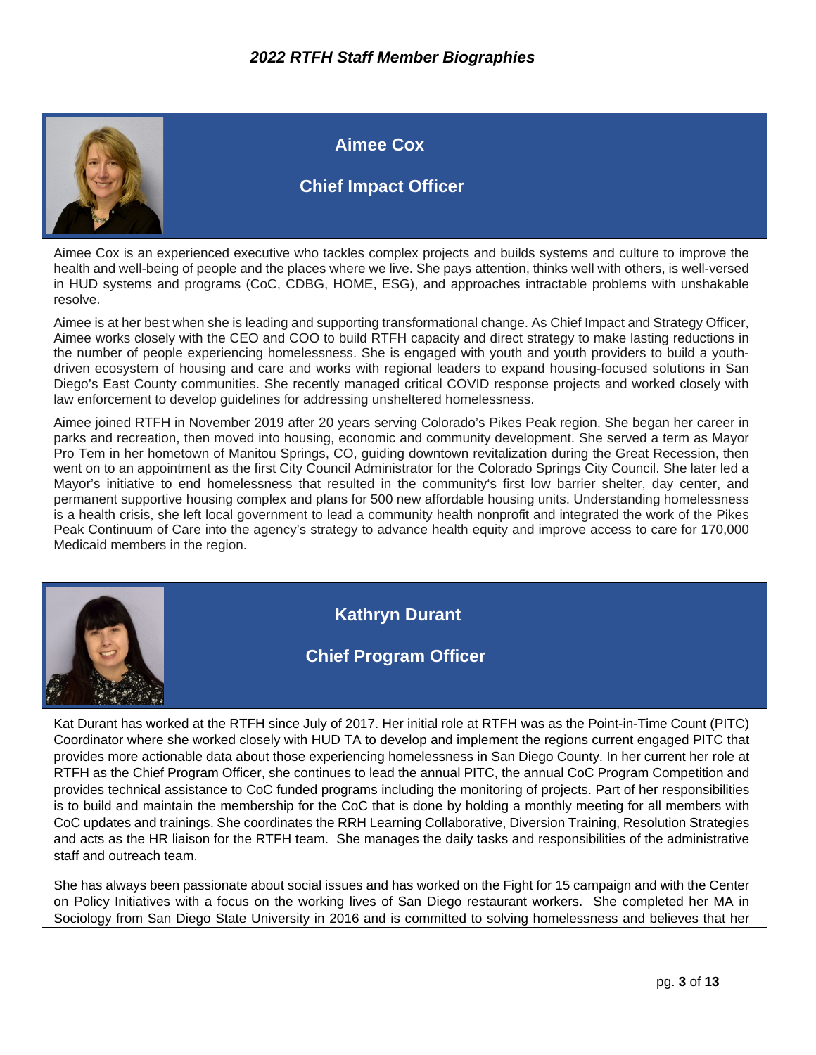# *2022 RTFH Staff Member Biographies*

## Aimee Cox

### Chief Impact Officer

Aimee Cox is an experienced executive who tackles complex projects and builds systems and culture to improve the health and well-being of people and the places where we live. She pays attention, thinks well with others, is well-versed in HUD systems and programs (CoC, CDBG, HOME, ESG), and approaches intractable problems with unshakable resolve.

Aimee is at her best when she is leading and supporting transformational change. As Chief Impact and Strategy Officer, Aimee works closely with the CEO and COO to build RTFH capacity and direct strategy to make lasting reductions in the number of people experiencing homelessness. She is engaged with youth and youth providers to build a youth-driven ecosystem of housing and care and works with regional leaders to expand housing-focused solutions in San Diego's East County communities. She recently managed critical COVID response projects and worked closely with law enforcement to develop guidelines for addressing unsheltered homelessness.

Aimee joined RTFH in November 2019 after 20 years serving Colorado's Pikes Peak region. She began her career in parks and recreation, then moved into housing, economic and community development. She served a term as Mayor Pro Tem in her hometown of Manitou Springs, CO, guiding downtown revitalization during the Great Recession, then went on to an appointment as the first City Council Administrator for the Colorado Springs City Council. She later led a Mayor's initiative to end homelessness that resulted in the community's first low barrier shelter, day center, and permanent supportive housing complex and plans for 500 new affordable housing units. Understanding homelessness is a health crisis, she left local government to lead a community health nonprofit and integrated the work of the Pikes Peak Continuum of Care into the agency's strategy to advance health equity and improve access to care for 170,000 Medicaid members in the region.

## Kathryn Durant

### Chief Program Officer

Kat Durant has worked at the RTFH since July of 2017. Her initial role at RTFH was as the Point-in-Time Count (PITC) Coordinator where she worked closely with HUD TA to develop and implement the regions current engaged PITC that provides more actionable data about those experiencing homelessness in San Diego County. In her current her role at RTFH as the Chief Program Officer, she continues to lead the annual PITC, the annual CoC Program Competition and provides technical assistance to CoC funded programs including the monitoring of projects. Part of her responsibilities is to build and maintain the membership for the CoC that is done by holding a monthly meeting for all members with CoC updates and trainings. She coordinates the RRH Learning Collaborative, Diversion Training, Resolution Strategies and acts as the HR liaison for the RTFH team. She manages the daily tasks and responsibilities of the administrative staff and outreach team.

She has always been passionate about social issues and has worked on the Fight for 15 campaign and with the Center on Policy Initiatives with a focus on the working lives of San Diego restaurant workers. She completed her MA in Sociology from San Diego State University in 2016 and is committed to solving homelessness and believes that her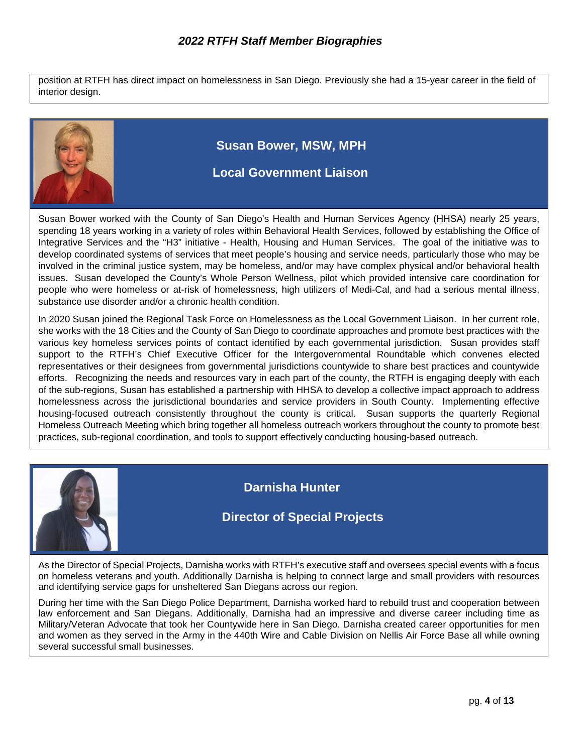position at RTFH has direct impact on homelessness in San Diego. Previously she had a 15-year career in the field of interior design.

## Susan Bower, MSW, MPH

## Local Government Liaison

Susan Bower worked with the County of San Diego's Health and Human Services Agency (HHSA) nearly 25 years, spending 18 years working in a variety of roles within Behavioral Health Services, followed by establishing the Office of Integrative Services and the "H3" initiative - Health, Housing and Human Services. The goal of the initiative was to develop coordinated systems of services that meet people's housing and service needs, particularly those who may be involved in the criminal justice system, may be homeless, and/or may have complex physical and/or behavioral health issues. Susan developed the County's Whole Person Wellness, pilot which provided intensive care coordination for people who were homeless or at-risk of homelessness, high utilizers of Medi-Cal, and had a serious mental illness, substance use disorder and/or a chronic health condition.

In 2020 Susan joined the Regional Task Force on Homelessness as the Local Government Liaison. In her current role, she works with the 18 Cities and the County of San Diego to coordinate approaches and promote best practices with the various key homeless services points of contact identified by each governmental jurisdiction. Susan provides staff support to the RTFH's Chief Executive Officer for the Intergovernmental Roundtable which convenes elected representatives or their designees from governmental jurisdictions countywide to share best practices and countywide efforts. Recognizing the needs and resources vary in each part of the county, the RTFH is engaging deeply with each of the sub-regions, Susan has established a partnership with HHSA to develop a collective impact approach to address homelessness across the jurisdictional boundaries and service providers in South County. Implementing effective housing-focused outreach consistently throughout the county is critical. Susan supports the quarterly Regional Homeless Outreach Meeting which bring together all homeless outreach workers throughout the county to promote best practices, sub-regional coordination, and tools to support effectively conducting housing-based outreach.

## Darnisha Hunter

## Director of Special Projects

As the Director of Special Projects, Darnisha works with RTFH's executive staff and oversees special events with a focus on homeless veterans and youth. Additionally Darnisha is helping to connect large and small providers with resources and identifying service gaps for unsheltered San Diegans across our region.

During her time with the San Diego Police Department, Darnisha worked hard to rebuild trust and cooperation between law enforcement and San Diegans. Additionally, Darnisha had an impressive and diverse career including time as Military/Veteran Advocate that took her Countywide here in San Diego. Darnisha created career opportunities for men and women as they served in the Army in the 440th Wire and Cable Division on Nellis Air Force Base all while owning several successful small businesses.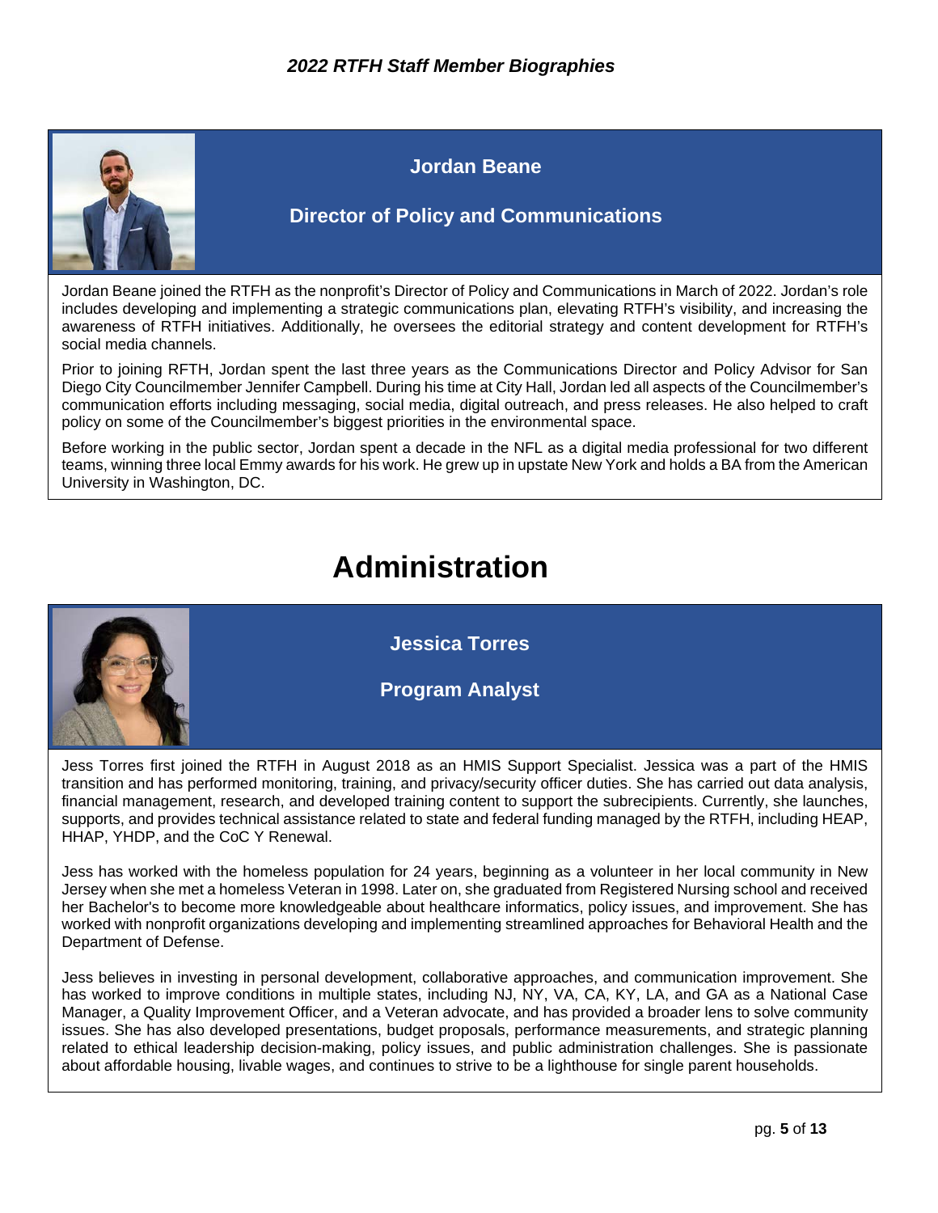### Jordan Beane

**Director of Policy and Communications**

Jordan Beane joined the RTFH as the nonprofit's Director of Policy and Communications in March of 2022. Jordan's role includes developing and implementing a strategic communications plan, elevating RTFH's visibility, and increasing the awareness of RTFH initiatives. Additionally, he oversees the editorial strategy and content development for RTFH's social media channels.

Prior to joining RFTH, Jordan spent the last three years as the Communications Director and Policy Advisor for San Diego City Councilmember Jennifer Campbell. During his time at City Hall, Jordan led all aspects of the Councilmember's communication efforts including messaging, social media, digital outreach, and press releases. He also helped to craft policy on some of the Councilmember's biggest priorities in the environmental space.

Before working in the public sector, Jordan spent a decade in the NFL as a digital media professional for two different teams, winning three local Emmy awards for his work. He grew up in upstate New York and holds a BA from the American University in Washington, DC.

# Administration

### Jessica Torres

**Program Analyst**

Jess Torres first joined the RTFH in August 2018 as an HMIS Support Specialist. Jessica was a part of the HMIS transition and has performed monitoring, training, and privacy/security officer duties. She has carried out data analysis, financial management, research, and developed training content to support the subrecipients. Currently, she launches, supports, and provides technical assistance related to state and federal funding managed by the RTFH, including HEAP, HHAP, YHDP, and the CoC Y Renewal.

Jess has worked with the homeless population for 24 years, beginning as a volunteer in her local community in New Jersey when she met a homeless Veteran in 1998. Later on, she graduated from Registered Nursing school and received her Bachelor's to become more knowledgeable about healthcare informatics, policy issues, and improvement. She has worked with nonprofit organizations developing and implementing streamlined approaches for Behavioral Health and the Department of Defense.

Jess believes in investing in personal development, collaborative approaches, and communication improvement. She has worked to improve conditions in multiple states, including NJ, NY, VA, CA, KY, LA, and GA as a National Case Manager, a Quality Improvement Officer, and a Veteran advocate, and has provided a broader lens to solve community issues. She has also developed presentations, budget proposals, performance measurements, and strategic planning related to ethical leadership decision-making, policy issues, and public administration challenges. She is passionate about affordable housing, livable wages, and continues to strive to be a lighthouse for single parent households.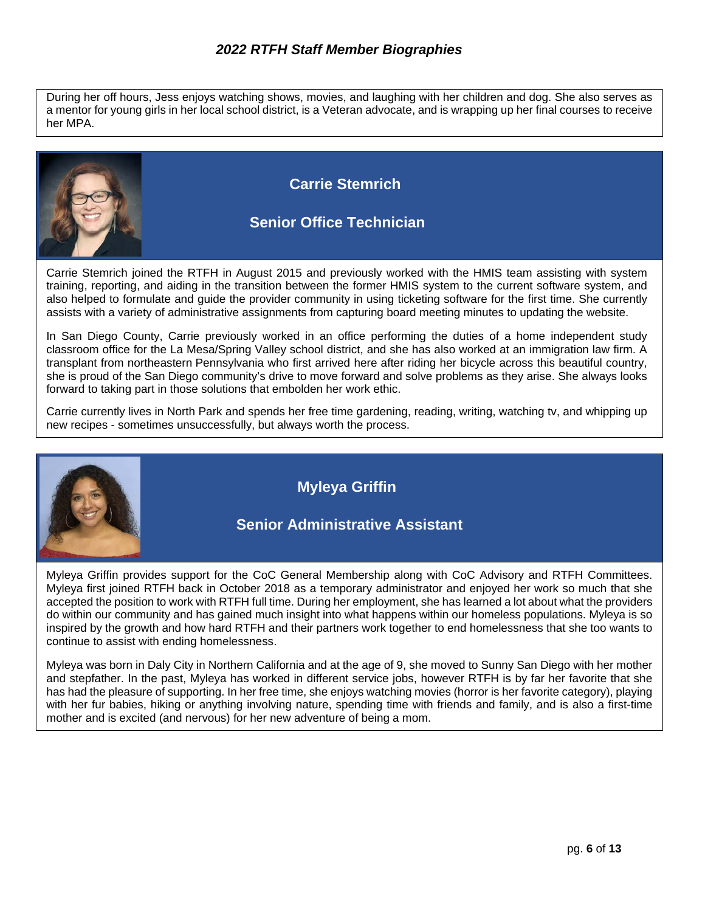During her off hours, Jess enjoys watching shows, movies, and laughing with her children and dog. She also serves as a mentor for young girls in her local school district, is a Veteran advocate, and is wrapping up her final courses to receive her MPA.

## Carrie Stemrich

### Senior Office Technician

Carrie Stemrich joined the RTFH in August 2015 and previously worked with the HMIS team assisting with system training, reporting, and aiding in the transition between the former HMIS system to the current software system, and also helped to formulate and guide the provider community in using ticketing software for the first time. She currently assists with a variety of administrative assignments from capturing board meeting minutes to updating the website.

In San Diego County, Carrie previously worked in an office performing the duties of a home independent study classroom office for the La Mesa/Spring Valley school district, and she has also worked at an immigration law firm. A transplant from northeastern Pennsylvania who first arrived here after riding her bicycle across this beautiful country, she is proud of the San Diego community's drive to move forward and solve problems as they arise. She always looks forward to taking part in those solutions that embolden her work ethic.

Carrie currently lives in North Park and spends her free time gardening, reading, writing, watching tv, and whipping up new recipes - sometimes unsuccessfully, but always worth the process.

## Myleya Griffin

### Senior Administrative Assistant

Myleya Griffin provides support for the CoC General Membership along with CoC Advisory and RTFH Committees. Myleya first joined RTFH back in October 2018 as a temporary administrator and enjoyed her work so much that she accepted the position to work with RTFH full time. During her employment, she has learned a lot about what the providers do within our community and has gained much insight into what happens within our homeless populations. Myleya is so inspired by the growth and how hard RTFH and their partners work together to end homelessness that she too wants to continue to assist with ending homelessness.

Myleya was born in Daly City in Northern California and at the age of 9, she moved to Sunny San Diego with her mother and stepfather. In the past, Myleya has worked in different service jobs, however RTFH is by far her favorite that she has had the pleasure of supporting. In her free time, she enjoys watching movies (horror is her favorite category), playing with her fur babies, hiking or anything involving nature, spending time with friends and family, and is also a first-time mother and is excited (and nervous) for her new adventure of being a mom.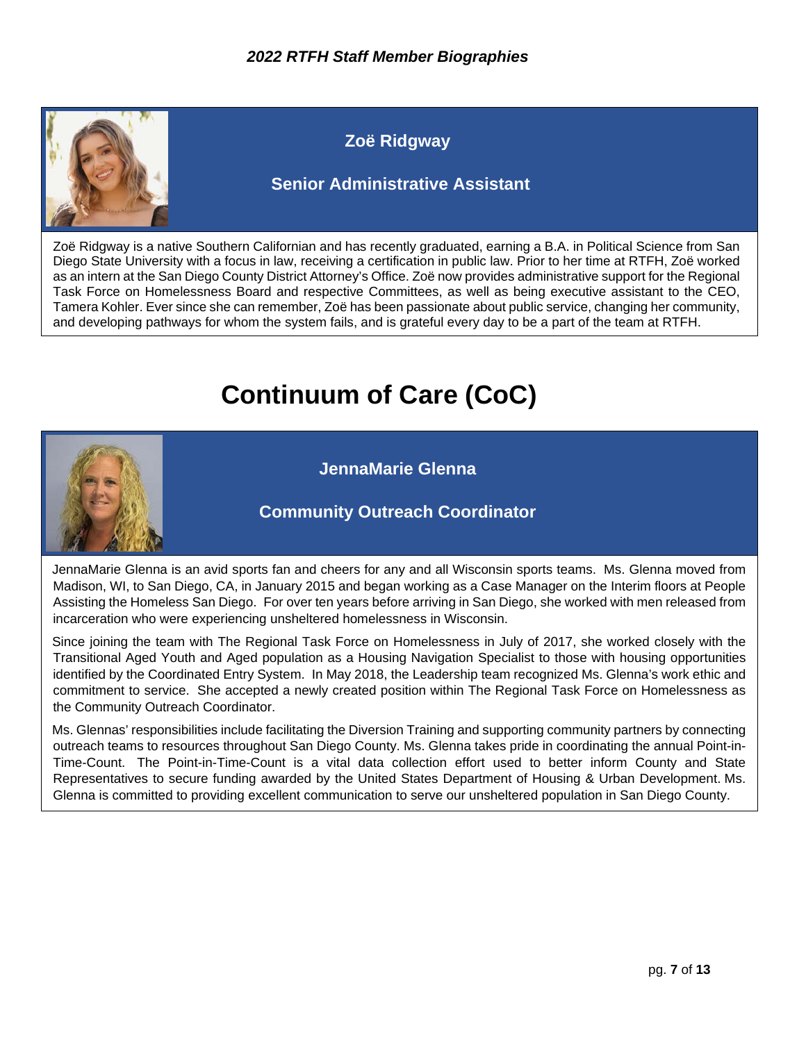### Zoë Ridgway

**Senior Administrative Assistant**

Zoë Ridgway is a native Southern Californian and has recently graduated, earning a B.A. in Political Science from San Diego State University with a focus in law, receiving a certification in public law. Prior to her time at RTFH, Zoë worked as an intern at the San Diego County District Attorney's Office. Zoë now provides administrative support for the Regional Task Force on Homelessness Board and respective Committees, as well as being executive assistant to the CEO, Tamera Kohler. Ever since she can remember, Zoë has been passionate about public service, changing her community, and developing pathways for whom the system fails, and is grateful every day to be a part of the team at RTFH.

# Continuum of Care (CoC)

### JennaMarie Glenna

**Community Outreach Coordinator**

JennaMarie Glenna is an avid sports fan and cheers for any and all Wisconsin sports teams. Ms. Glenna moved from Madison, WI, to San Diego, CA, in January 2015 and began working as a Case Manager on the Interim floors at People Assisting the Homeless San Diego. For over ten years before arriving in San Diego, she worked with men released from incarceration who were experiencing unsheltered homelessness in Wisconsin.

Since joining the team with The Regional Task Force on Homelessness in July of 2017, she worked closely with the Transitional Aged Youth and Aged population as a Housing Navigation Specialist to those with housing opportunities identified by the Coordinated Entry System. In May 2018, the Leadership team recognized Ms. Glenna's work ethic and commitment to service. She accepted a newly created position within The Regional Task Force on Homelessness as the Community Outreach Coordinator.

Ms. Glennas' responsibilities include facilitating the Diversion Training and supporting community partners by connecting outreach teams to resources throughout San Diego County. Ms. Glenna takes pride in coordinating the annual Point-in-Time-Count. The Point-in-Time-Count is a vital data collection effort used to better inform County and State Representatives to secure funding awarded by the United States Department of Housing & Urban Development. Ms. Glenna is committed to providing excellent communication to serve our unsheltered population in San Diego County.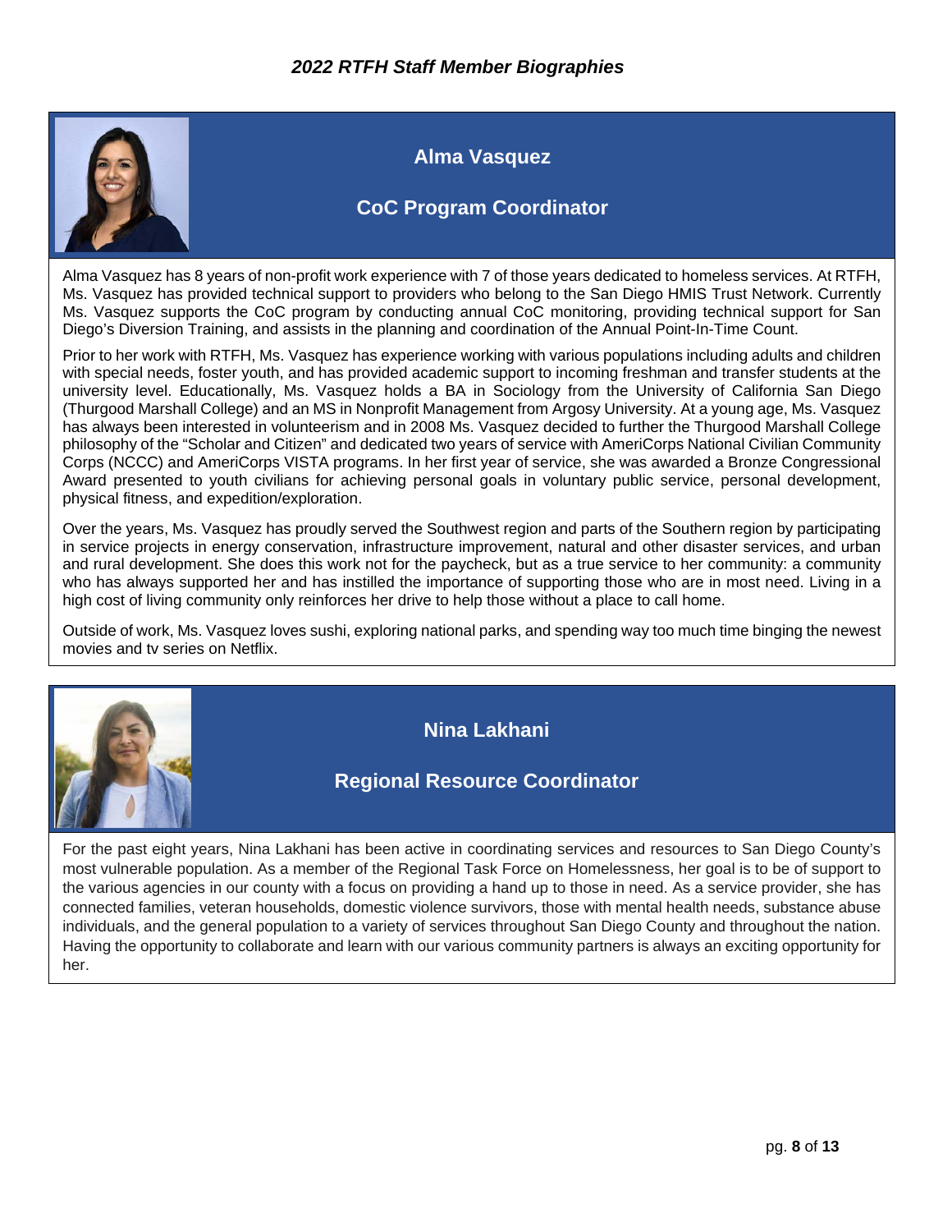# 2022 RTFH Staff Member Biographies

## Alma Vasquez

### CoC Program Coordinator

Alma Vasquez has 8 years of non-profit work experience with 7 of those years dedicated to homeless services. At RTFH, Ms. Vasquez has provided technical support to providers who belong to the San Diego HMIS Trust Network. Currently Ms. Vasquez supports the CoC program by conducting annual CoC monitoring, providing technical support for San Diego's Diversion Training, and assists in the planning and coordination of the Annual Point-In-Time Count.

Prior to her work with RTFH, Ms. Vasquez has experience working with various populations including adults and children with special needs, foster youth, and has provided academic support to incoming freshman and transfer students at the university level. Educationally, Ms. Vasquez holds a BA in Sociology from the University of California San Diego (Thurgood Marshall College) and an MS in Nonprofit Management from Argosy University. At a young age, Ms. Vasquez has always been interested in volunteerism and in 2008 Ms. Vasquez decided to further the Thurgood Marshall College philosophy of the "Scholar and Citizen" and dedicated two years of service with AmeriCorps National Civilian Community Corps (NCCC) and AmeriCorps VISTA programs. In her first year of service, she was awarded a Bronze Congressional Award presented to youth civilians for achieving personal goals in voluntary public service, personal development, physical fitness, and expedition/exploration.

Over the years, Ms. Vasquez has proudly served the Southwest region and parts of the Southern region by participating in service projects in energy conservation, infrastructure improvement, natural and other disaster services, and urban and rural development. She does this work not for the paycheck, but as a true service to her community: a community who has always supported her and has instilled the importance of supporting those who are in most need. Living in a high cost of living community only reinforces her drive to help those without a place to call home.

Outside of work, Ms. Vasquez loves sushi, exploring national parks, and spending way too much time binging the newest movies and tv series on Netflix.

## Nina Lakhani

### Regional Resource Coordinator

For the past eight years, Nina Lakhani has been active in coordinating services and resources to San Diego County's most vulnerable population. As a member of the Regional Task Force on Homelessness, her goal is to be of support to the various agencies in our county with a focus on providing a hand up to those in need. As a service provider, she has connected families, veteran households, domestic violence survivors, those with mental health needs, substance abuse individuals, and the general population to a variety of services throughout San Diego County and throughout the nation. Having the opportunity to collaborate and learn with our various community partners is always an exciting opportunity for her.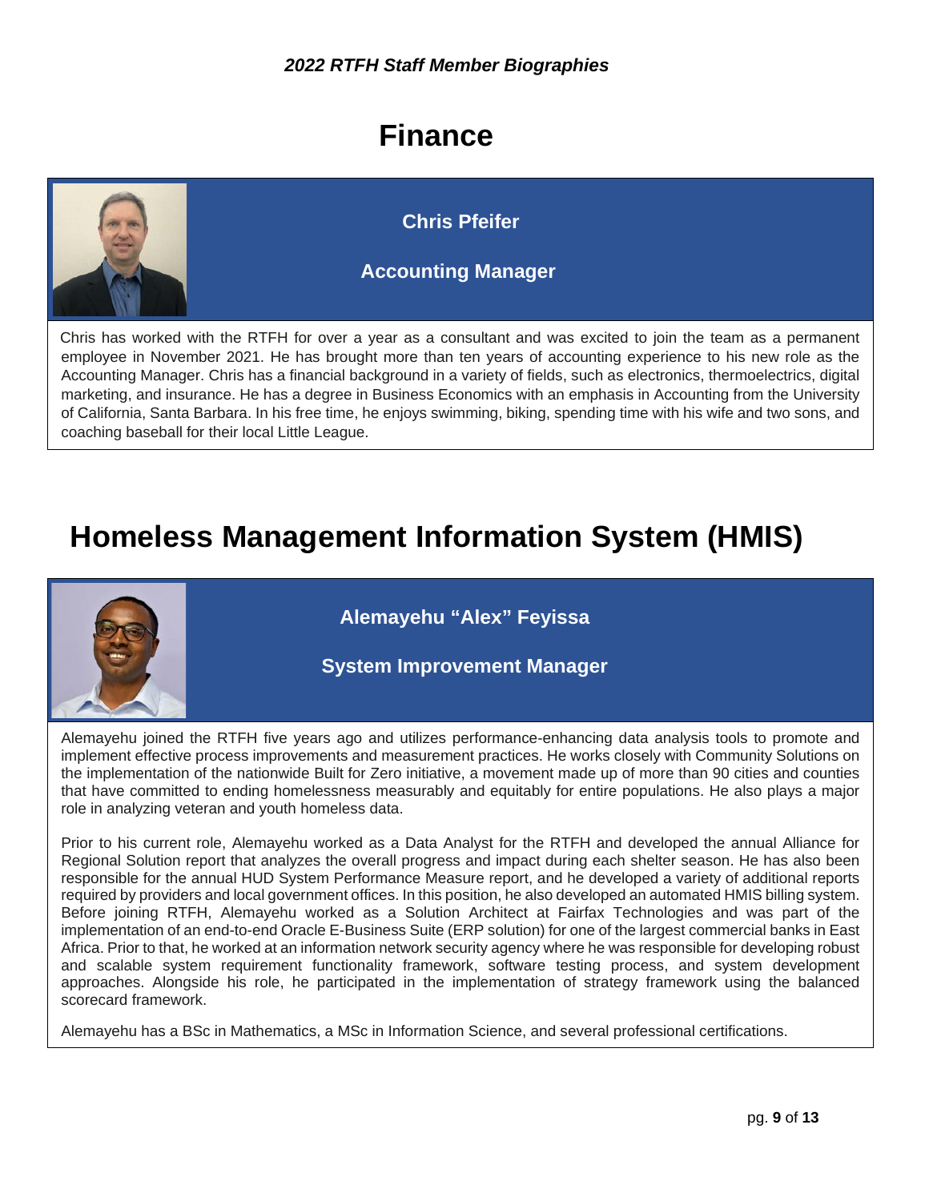# Finance

### Chris Pfeifer

### Accounting Manager

Chris has worked with the RTFH for over a year as a consultant and was excited to join the team as a permanent employee in November 2021. He has brought more than ten years of accounting experience to his new role as the Accounting Manager. Chris has a financial background in a variety of fields, such as electronics, thermoelectrics, digital marketing, and insurance. He has a degree in Business Economics with an emphasis in Accounting from the University of California, Santa Barbara. In his free time, he enjoys swimming, biking, spending time with his wife and two sons, and coaching baseball for their local Little League.

# Homeless Management Information System (HMIS)

### Alemayehu “Alex” Feyissa

### System Improvement Manager

Alemayehu joined the RTFH five years ago and utilizes performance-enhancing data analysis tools to promote and implement effective process improvements and measurement practices. He works closely with Community Solutions on the implementation of the nationwide Built for Zero initiative, a movement made up of more than 90 cities and counties that have committed to ending homelessness measurably and equitably for entire populations. He also plays a major role in analyzing veteran and youth homeless data.

Prior to his current role, Alemayehu worked as a Data Analyst for the RTFH and developed the annual Alliance for Regional Solution report that analyzes the overall progress and impact during each shelter season. He has also been responsible for the annual HUD System Performance Measure report, and he developed a variety of additional reports required by providers and local government offices. In this position, he also developed an automated HMIS billing system. Before joining RTFH, Alemayehu worked as a Solution Architect at Fairfax Technologies and was part of the implementation of an end-to-end Oracle E-Business Suite (ERP solution) for one of the largest commercial banks in East Africa. Prior to that, he worked at an information network security agency where he was responsible for developing robust and scalable system requirement functionality framework, software testing process, and system development approaches. Alongside his role, he participated in the implementation of strategy framework using the balanced scorecard framework.

Alemayehu has a BSc in Mathematics, a MSc in Information Science, and several professional certifications.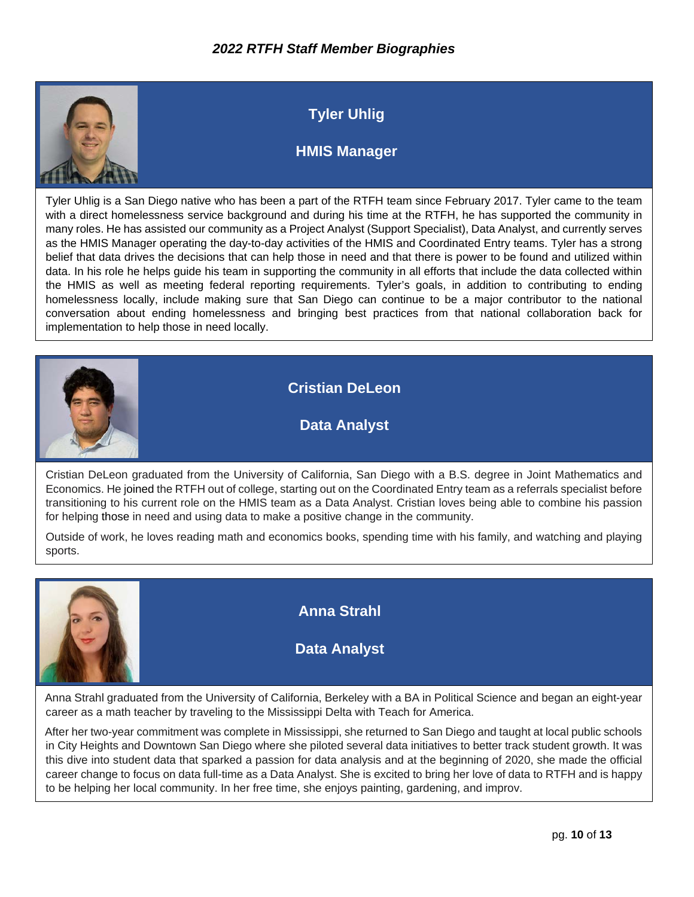# *2022 RTFH Staff Member Biographies*

## Tyler Uhlig

### HMIS Manager

Tyler Uhlig is a San Diego native who has been a part of the RTFH team since February 2017. Tyler came to the team with a direct homelessness service background and during his time at the RTFH, he has supported the community in many roles. He has assisted our community as a Project Analyst (Support Specialist), Data Analyst, and currently serves as the HMIS Manager operating the day-to-day activities of the HMIS and Coordinated Entry teams. Tyler has a strong belief that data drives the decisions that can help those in need and that there is power to be found and utilized within data. In his role he helps guide his team in supporting the community in all efforts that include the data collected within the HMIS as well as meeting federal reporting requirements. Tyler's goals, in addition to contributing to ending homelessness locally, include making sure that San Diego can continue to be a major contributor to the national conversation about ending homelessness and bringing best practices from that national collaboration back for implementation to help those in need locally.

## Cristian DeLeon

### Data Analyst

Cristian DeLeon graduated from the University of California, San Diego with a B.S. degree in Joint Mathematics and Economics. He joined the RTFH out of college, starting out on the Coordinated Entry team as a referrals specialist before transitioning to his current role on the HMIS team as a Data Analyst. Cristian loves being able to combine his passion for helping those in need and using data to make a positive change in the community.

Outside of work, he loves reading math and economics books, spending time with his family, and watching and playing sports.

## Anna Strahl

### Data Analyst

Anna Strahl graduated from the University of California, Berkeley with a BA in Political Science and began an eight-year career as a math teacher by traveling to the Mississippi Delta with Teach for America.

After her two-year commitment was complete in Mississippi, she returned to San Diego and taught at local public schools in City Heights and Downtown San Diego where she piloted several data initiatives to better track student growth. It was this dive into student data that sparked a passion for data analysis and at the beginning of 2020, she made the official career change to focus on data full-time as a Data Analyst. She is excited to bring her love of data to RTFH and is happy to be helping her local community. In her free time, she enjoys painting, gardening, and improv.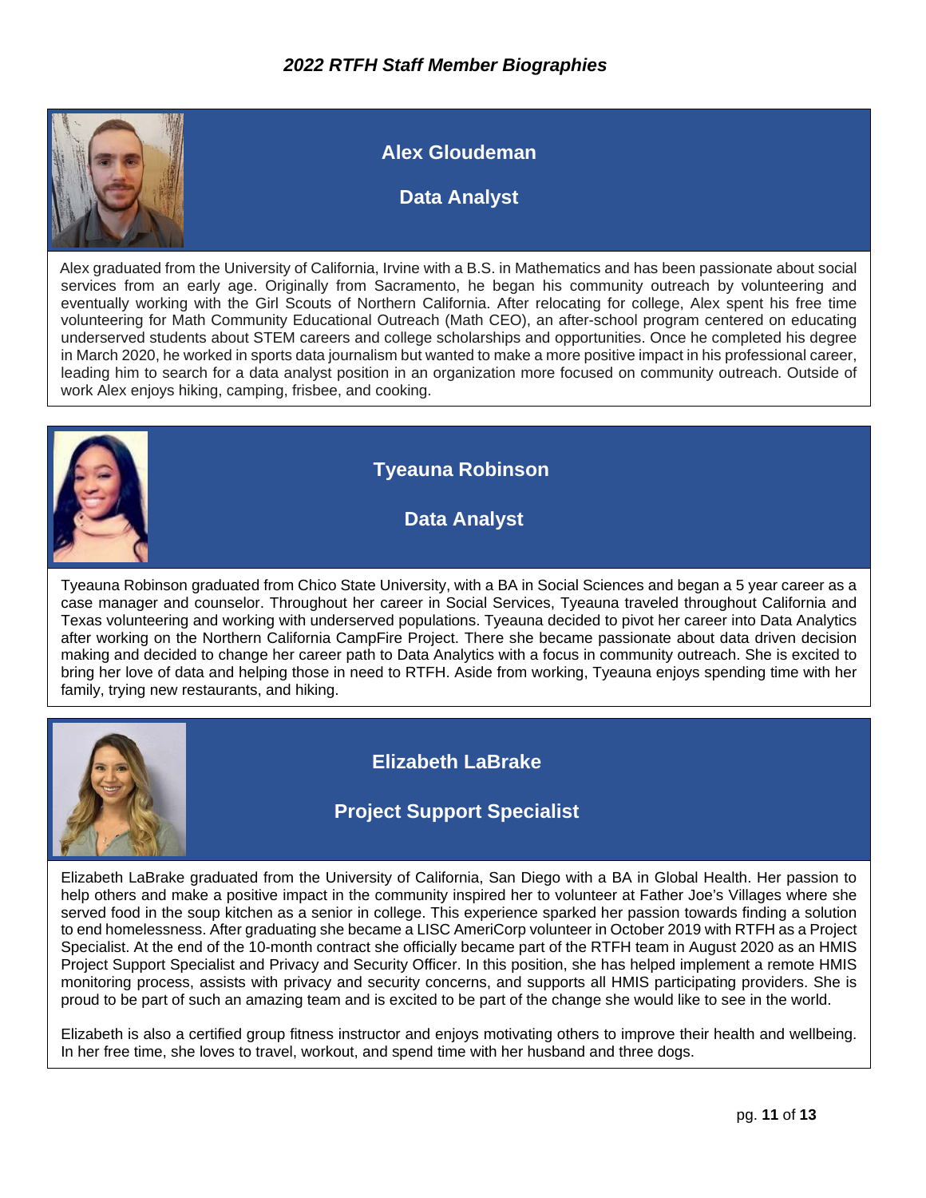*2022 RTFH Staff Member Biographies*

## Alex Gloudeman

### Data Analyst

Alex graduated from the University of California, Irvine with a B.S. in Mathematics and has been passionate about social services from an early age. Originally from Sacramento, he began his community outreach by volunteering and eventually working with the Girl Scouts of Northern California. After relocating for college, Alex spent his free time volunteering for Math Community Educational Outreach (Math CEO), an after-school program centered on educating underserved students about STEM careers and college scholarships and opportunities. Once he completed his degree in March 2020, he worked in sports data journalism but wanted to make a more positive impact in his professional career, leading him to search for a data analyst position in an organization more focused on community outreach. Outside of work Alex enjoys hiking, camping, frisbee, and cooking.

## Tyeauna Robinson

### Data Analyst

Tyeauna Robinson graduated from Chico State University, with a BA in Social Sciences and began a 5 year career as a case manager and counselor. Throughout her career in Social Services, Tyeauna traveled throughout California and Texas volunteering and working with underserved populations. Tyeauna decided to pivot her career into Data Analytics after working on the Northern California CampFire Project. There she became passionate about data driven decision making and decided to change her career path to Data Analytics with a focus in community outreach. She is excited to bring her love of data and helping those in need to RTFH. Aside from working, Tyeauna enjoys spending time with her family, trying new restaurants, and hiking.

## Elizabeth LaBrake

### Project Support Specialist

Elizabeth LaBrake graduated from the University of California, San Diego with a BA in Global Health. Her passion to help others and make a positive impact in the community inspired her to volunteer at Father Joe's Villages where she served food in the soup kitchen as a senior in college. This experience sparked her passion towards finding a solution to end homelessness. After graduating she became a LISC AmeriCorp volunteer in October 2019 with RTFH as a Project Specialist. At the end of the 10-month contract she officially became part of the RTFH team in August 2020 as an HMIS Project Support Specialist and Privacy and Security Officer. In this position, she has helped implement a remote HMIS monitoring process, assists with privacy and security concerns, and supports all HMIS participating providers. She is proud to be part of such an amazing team and is excited to be part of the change she would like to see in the world.

Elizabeth is also a certified group fitness instructor and enjoys motivating others to improve their health and wellbeing. In her free time, she loves to travel, workout, and spend time with her husband and three dogs.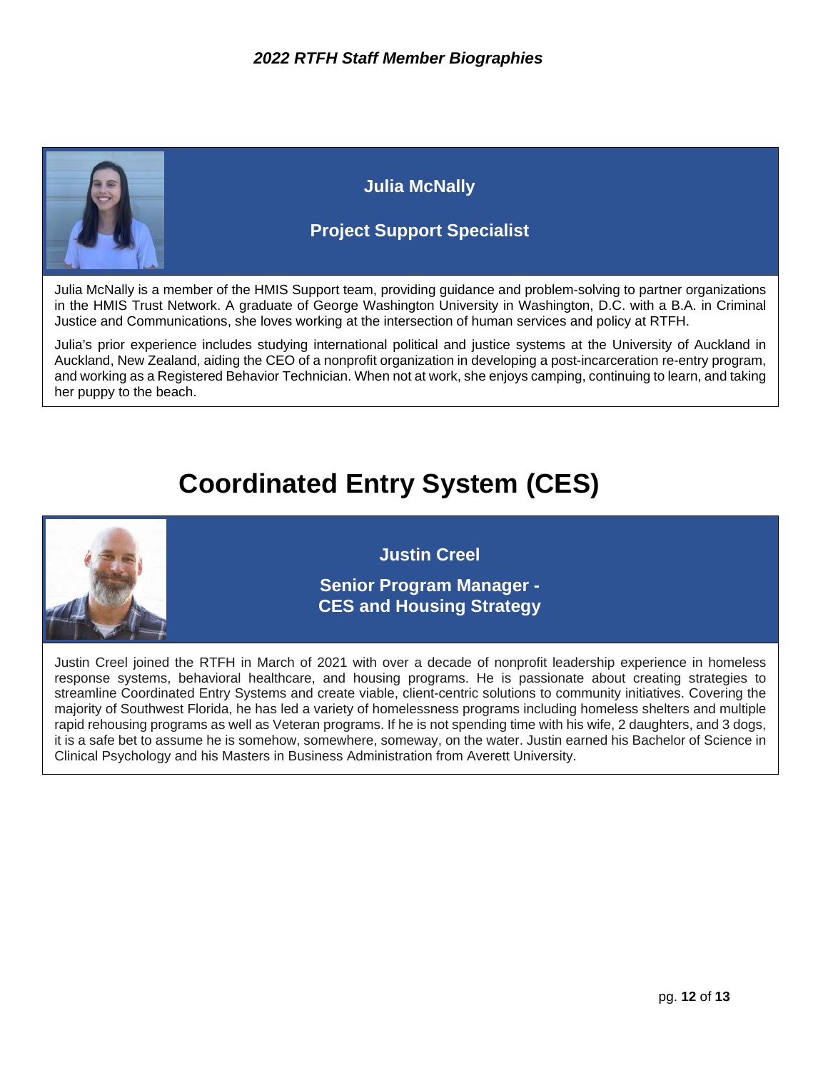### Julia McNally

### Project Support Specialist

Julia McNally is a member of the HMIS Support team, providing guidance and problem-solving to partner organizations in the HMIS Trust Network. A graduate of George Washington University in Washington, D.C. with a B.A. in Criminal Justice and Communications, she loves working at the intersection of human services and policy at RTFH.

Julia's prior experience includes studying international political and justice systems at the University of Auckland in Auckland, New Zealand, aiding the CEO of a nonprofit organization in developing a post-incarceration re-entry program, and working as a Registered Behavior Technician. When not at work, she enjoys camping, continuing to learn, and taking her puppy to the beach.

# Coordinated Entry System (CES)

### Justin Creel

### Senior Program Manager - CES and Housing Strategy

Justin Creel joined the RTFH in March of 2021 with over a decade of nonprofit leadership experience in homeless response systems, behavioral healthcare, and housing programs. He is passionate about creating strategies to streamline Coordinated Entry Systems and create viable, client-centric solutions to community initiatives. Covering the majority of Southwest Florida, he has led a variety of homelessness programs including homeless shelters and multiple rapid rehousing programs as well as Veteran programs. If he is not spending time with his wife, 2 daughters, and 3 dogs, it is a safe bet to assume he is somehow, somewhere, someway, on the water. Justin earned his Bachelor of Science in Clinical Psychology and his Masters in Business Administration from Averett University.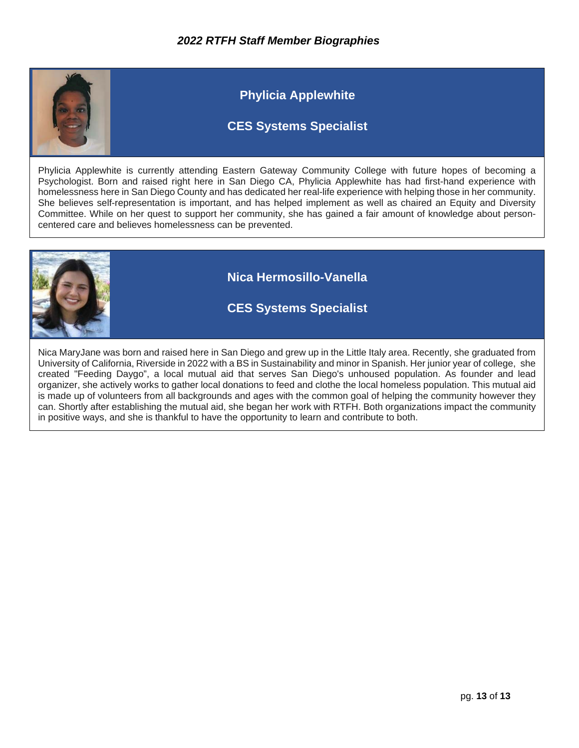## 2022 RTFH Staff Member Biographies

### Phylicia Applewhite

### CES Systems Specialist

Phylicia Applewhite is currently attending Eastern Gateway Community College with future hopes of becoming a Psychologist. Born and raised right here in San Diego CA, Phylicia Applewhite has had first-hand experience with homelessness here in San Diego County and has dedicated her real-life experience with helping those in her community. She believes self-representation is important, and has helped implement as well as chaired an Equity and Diversity Committee. While on her quest to support her community, she has gained a fair amount of knowledge about person-centered care and believes homelessness can be prevented.

### Nica Hermosillo-Vanella

### CES Systems Specialist

Nica MaryJane was born and raised here in San Diego and grew up in the Little Italy area. Recently, she graduated from University of California, Riverside in 2022 with a BS in Sustainability and minor in Spanish. Her junior year of college, she created "Feeding Daygo", a local mutual aid that serves San Diego's unhoused population. As founder and lead organizer, she actively works to gather local donations to feed and clothe the local homeless population. This mutual aid is made up of volunteers from all backgrounds and ages with the common goal of helping the community however they can. Shortly after establishing the mutual aid, she began her work with RTFH. Both organizations impact the community in positive ways, and she is thankful to have the opportunity to learn and contribute to both.